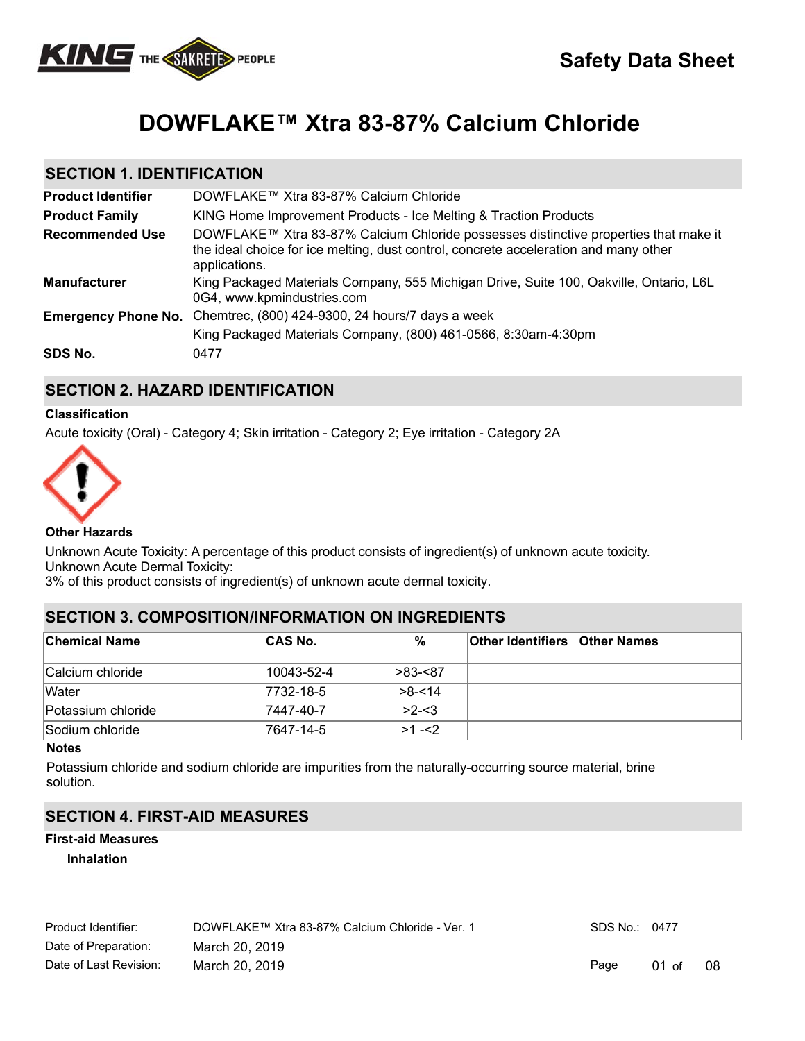# Safety Data Sheet

# DOWFLAKE™ Xtra 83-87% Calcium Chloride

## SECTION 1. IDENTIFICATION

| | |
|---|---|
| **Product Identifier** | DOWFLAKE™ Xtra 83-87% Calcium Chloride |
| **Product Family** | KING Home Improvement Products - Ice Melting & Traction Products |
| **Recommended Use** | DOWFLAKE™ Xtra 83-87% Calcium Chloride possesses distinctive properties that make it the ideal choice for ice melting, dust control, concrete acceleration and many other applications. |
| **Manufacturer** | King Packaged Materials Company, 555 Michigan Drive, Suite 100, Oakville, Ontario, L6L 0G4, www.kpmindustries.com |
| **Emergency Phone No.** | Chemtrec, (800) 424-9300, 24 hours/7 days a week<br>King Packaged Materials Company, (800) 461-0566, 8:30am-4:30pm |
| **SDS No.** | 0477 |

## SECTION 2. HAZARD IDENTIFICATION

**Classification**

Acute toxicity (Oral) - Category 4; Skin irritation - Category 2; Eye irritation - Category 2A

**Other Hazards**

Unknown Acute Toxicity: A percentage of this product consists of ingredient(s) of unknown acute toxicity.
Unknown Acute Dermal Toxicity:
3% of this product consists of ingredient(s) of unknown acute dermal toxicity.

## SECTION 3. COMPOSITION/INFORMATION ON INGREDIENTS

| Chemical Name | CAS No. | % | Other Identifiers | Other Names |
|---|---|---|---|---|
| Calcium chloride | 10043-52-4 | >83-<87 | | |
| Water | 7732-18-5 | >8-<14 | | |
| Potassium chloride | 7447-40-7 | >2-<3 | | |
| Sodium chloride | 7647-14-5 | >1 -<2 | | |

**Notes**

Potassium chloride and sodium chloride are impurities from the naturally-occurring source material, brine solution.

## SECTION 4. FIRST-AID MEASURES

**First-aid Measures**

**Inhalation**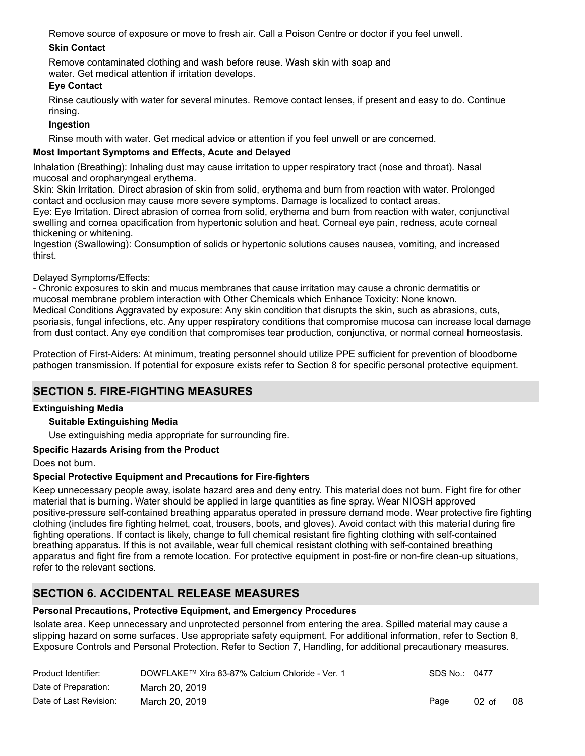Remove source of exposure or move to fresh air. Call a Poison Centre or doctor if you feel unwell.

**Skin Contact**

Remove contaminated clothing and wash before reuse. Wash skin with soap and water. Get medical attention if irritation develops.

**Eye Contact**

Rinse cautiously with water for several minutes. Remove contact lenses, if present and easy to do. Continue rinsing.

**Ingestion**

Rinse mouth with water. Get medical advice or attention if you feel unwell or are concerned.

**Most Important Symptoms and Effects, Acute and Delayed**

Inhalation (Breathing): Inhaling dust may cause irritation to upper respiratory tract (nose and throat). Nasal mucosal and oropharyngeal erythema.
Skin: Skin Irritation. Direct abrasion of skin from solid, erythema and burn from reaction with water. Prolonged contact and occlusion may cause more severe symptoms. Damage is localized to contact areas.
Eye: Eye Irritation. Direct abrasion of cornea from solid, erythema and burn from reaction with water, conjunctival swelling and cornea opacification from hypertonic solution and heat. Corneal eye pain, redness, acute corneal thickening or whitening.
Ingestion (Swallowing): Consumption of solids or hypertonic solutions causes nausea, vomiting, and increased thirst.

Delayed Symptoms/Effects:
- Chronic exposures to skin and mucus membranes that cause irritation may cause a chronic dermatitis or mucosal membrane problem interaction with Other Chemicals which Enhance Toxicity: None known.
Medical Conditions Aggravated by exposure: Any skin condition that disrupts the skin, such as abrasions, cuts, psoriasis, fungal infections, etc. Any upper respiratory conditions that compromise mucosa can increase local damage from dust contact. Any eye condition that compromises tear production, conjunctiva, or normal corneal homeostasis.

Protection of First-Aiders: At minimum, treating personnel should utilize PPE sufficient for prevention of bloodborne pathogen transmission. If potential for exposure exists refer to Section 8 for specific personal protective equipment.

## SECTION 5. FIRE-FIGHTING MEASURES

**Extinguishing Media**

**Suitable Extinguishing Media**

Use extinguishing media appropriate for surrounding fire.

**Specific Hazards Arising from the Product**

Does not burn.

**Special Protective Equipment and Precautions for Fire-fighters**

Keep unnecessary people away, isolate hazard area and deny entry. This material does not burn. Fight fire for other material that is burning. Water should be applied in large quantities as fine spray. Wear NIOSH approved positive-pressure self-contained breathing apparatus operated in pressure demand mode. Wear protective fire fighting clothing (includes fire fighting helmet, coat, trousers, boots, and gloves). Avoid contact with this material during fire fighting operations. If contact is likely, change to full chemical resistant fire fighting clothing with self-contained breathing apparatus. If this is not available, wear full chemical resistant clothing with self-contained breathing apparatus and fight fire from a remote location. For protective equipment in post-fire or non-fire clean-up situations, refer to the relevant sections.

## SECTION 6. ACCIDENTAL RELEASE MEASURES

**Personal Precautions, Protective Equipment, and Emergency Procedures**

Isolate area. Keep unnecessary and unprotected personnel from entering the area. Spilled material may cause a slipping hazard on some surfaces. Use appropriate safety equipment. For additional information, refer to Section 8, Exposure Controls and Personal Protection. Refer to Section 7, Handling, for additional precautionary measures.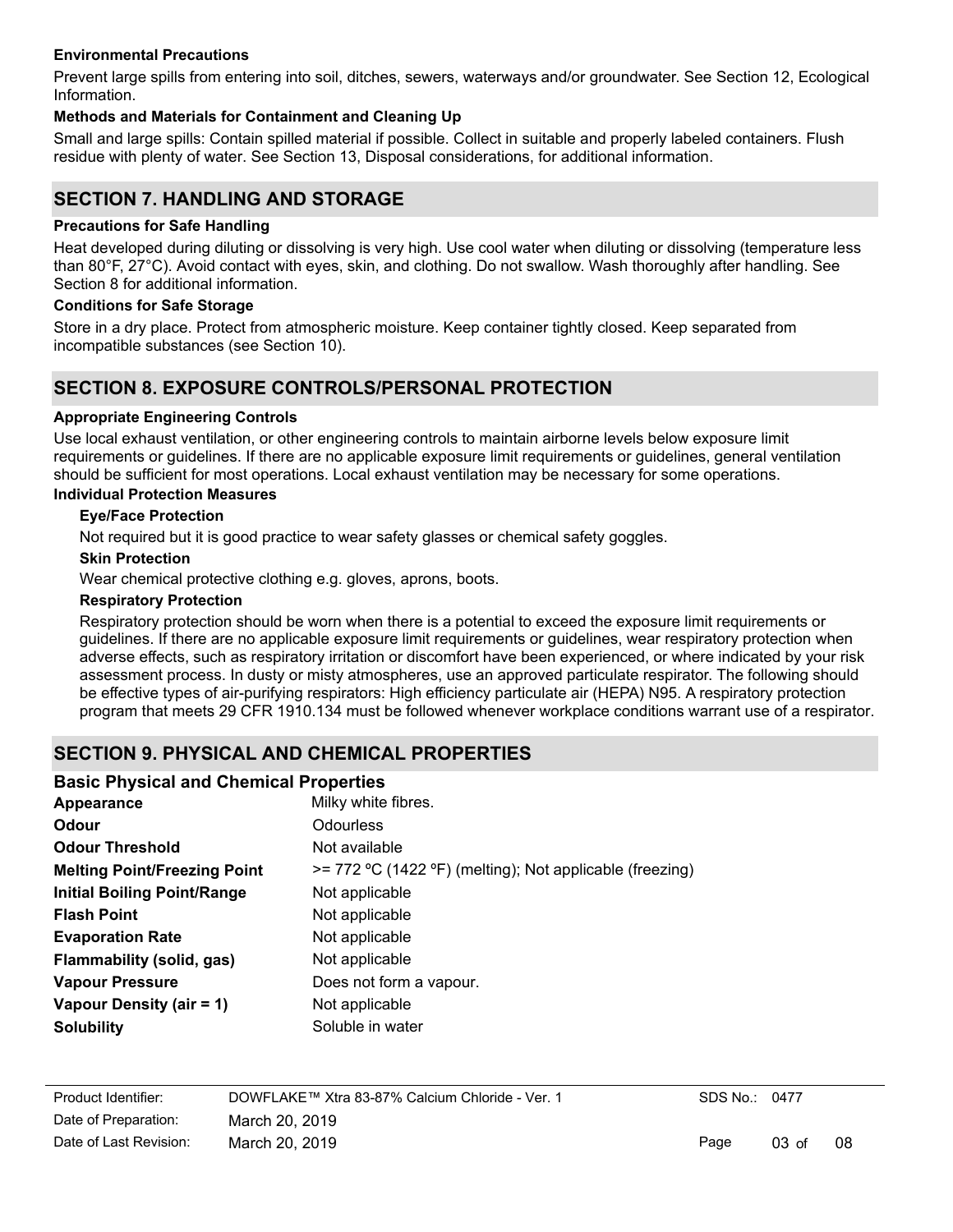**Environmental Precautions**

Prevent large spills from entering into soil, ditches, sewers, waterways and/or groundwater. See Section 12, Ecological Information.

**Methods and Materials for Containment and Cleaning Up**

Small and large spills: Contain spilled material if possible. Collect in suitable and properly labeled containers. Flush residue with plenty of water. See Section 13, Disposal considerations, for additional information.

## SECTION 7. HANDLING AND STORAGE

**Precautions for Safe Handling**

Heat developed during diluting or dissolving is very high. Use cool water when diluting or dissolving (temperature less than 80°F, 27°C). Avoid contact with eyes, skin, and clothing. Do not swallow. Wash thoroughly after handling. See Section 8 for additional information.

**Conditions for Safe Storage**

Store in a dry place. Protect from atmospheric moisture. Keep container tightly closed. Keep separated from incompatible substances (see Section 10).

## SECTION 8. EXPOSURE CONTROLS/PERSONAL PROTECTION

**Appropriate Engineering Controls**

Use local exhaust ventilation, or other engineering controls to maintain airborne levels below exposure limit requirements or guidelines. If there are no applicable exposure limit requirements or guidelines, general ventilation should be sufficient for most operations. Local exhaust ventilation may be necessary for some operations.

**Individual Protection Measures**

**Eye/Face Protection**

Not required but it is good practice to wear safety glasses or chemical safety goggles.

**Skin Protection**

Wear chemical protective clothing e.g. gloves, aprons, boots.

**Respiratory Protection**

Respiratory protection should be worn when there is a potential to exceed the exposure limit requirements or guidelines. If there are no applicable exposure limit requirements or guidelines, wear respiratory protection when adverse effects, such as respiratory irritation or discomfort have been experienced, or where indicated by your risk assessment process. In dusty or misty atmospheres, use an approved particulate respirator. The following should be effective types of air-purifying respirators: High efficiency particulate air (HEPA) N95. A respiratory protection program that meets 29 CFR 1910.134 must be followed whenever workplace conditions warrant use of a respirator.

## SECTION 9. PHYSICAL AND CHEMICAL PROPERTIES

### Basic Physical and Chemical Properties

| | |
|---|---|
| **Appearance** | Milky white fibres. |
| **Odour** | Odourless |
| **Odour Threshold** | Not available |
| **Melting Point/Freezing Point** | >= 772 ºC (1422 ºF) (melting); Not applicable (freezing) |
| **Initial Boiling Point/Range** | Not applicable |
| **Flash Point** | Not applicable |
| **Evaporation Rate** | Not applicable |
| **Flammability (solid, gas)** | Not applicable |
| **Vapour Pressure** | Does not form a vapour. |
| **Vapour Density (air = 1)** | Not applicable |
| **Solubility** | Soluble in water |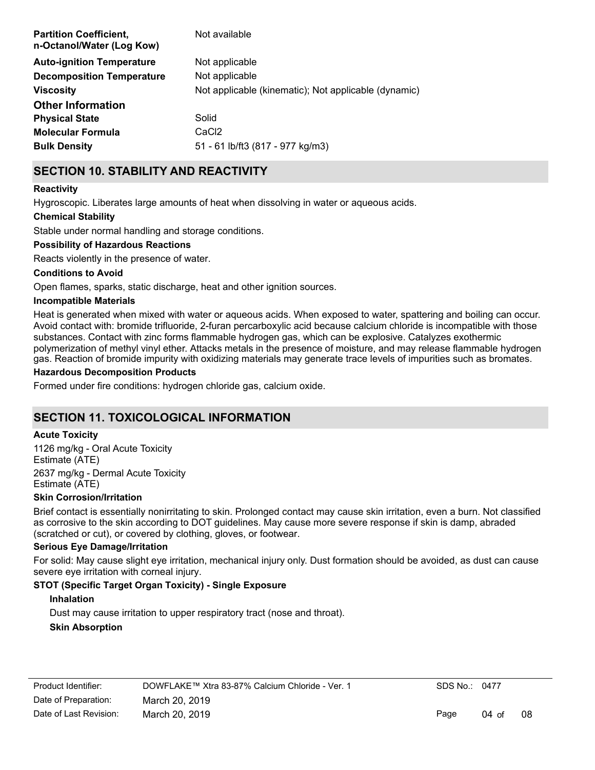| | |
|---|---|
| **Partition Coefficient, n-Octanol/Water (Log Kow)** | Not available |
| **Auto-ignition Temperature** | Not applicable |
| **Decomposition Temperature** | Not applicable |
| **Viscosity** | Not applicable (kinematic); Not applicable (dynamic) |

### Other Information

| | |
|---|---|
| **Physical State** | Solid |
| **Molecular Formula** | $CaCl_2$ |
| **Bulk Density** | 51 - 61 lb/ft3 (817 - 977 kg/m3) |

## SECTION 10. STABILITY AND REACTIVITY

**Reactivity**

Hygroscopic. Liberates large amounts of heat when dissolving in water or aqueous acids.

**Chemical Stability**

Stable under normal handling and storage conditions.

**Possibility of Hazardous Reactions**

Reacts violently in the presence of water.

**Conditions to Avoid**

Open flames, sparks, static discharge, heat and other ignition sources.

**Incompatible Materials**

Heat is generated when mixed with water or aqueous acids. When exposed to water, spattering and boiling can occur. Avoid contact with: bromide trifluoride, 2-furan percarboxylic acid because calcium chloride is incompatible with those substances. Contact with zinc forms flammable hydrogen gas, which can be explosive. Catalyzes exothermic polymerization of methyl vinyl ether. Attacks metals in the presence of moisture, and may release flammable hydrogen gas. Reaction of bromide impurity with oxidizing materials may generate trace levels of impurities such as bromates.

**Hazardous Decomposition Products**

Formed under fire conditions: hydrogen chloride gas, calcium oxide.

## SECTION 11. TOXICOLOGICAL INFORMATION

**Acute Toxicity**

1126 mg/kg - Oral Acute Toxicity Estimate (ATE)

2637 mg/kg - Dermal Acute Toxicity Estimate (ATE)

**Skin Corrosion/Irritation**

Brief contact is essentially nonirritating to skin. Prolonged contact may cause skin irritation, even a burn. Not classified as corrosive to the skin according to DOT guidelines. May cause more severe response if skin is damp, abraded (scratched or cut), or covered by clothing, gloves, or footwear.

**Serious Eye Damage/Irritation**

For solid: May cause slight eye irritation, mechanical injury only. Dust formation should be avoided, as dust can cause severe eye irritation with corneal injury.

**STOT (Specific Target Organ Toxicity) - Single Exposure**

**Inhalation**

Dust may cause irritation to upper respiratory tract (nose and throat).

**Skin Absorption**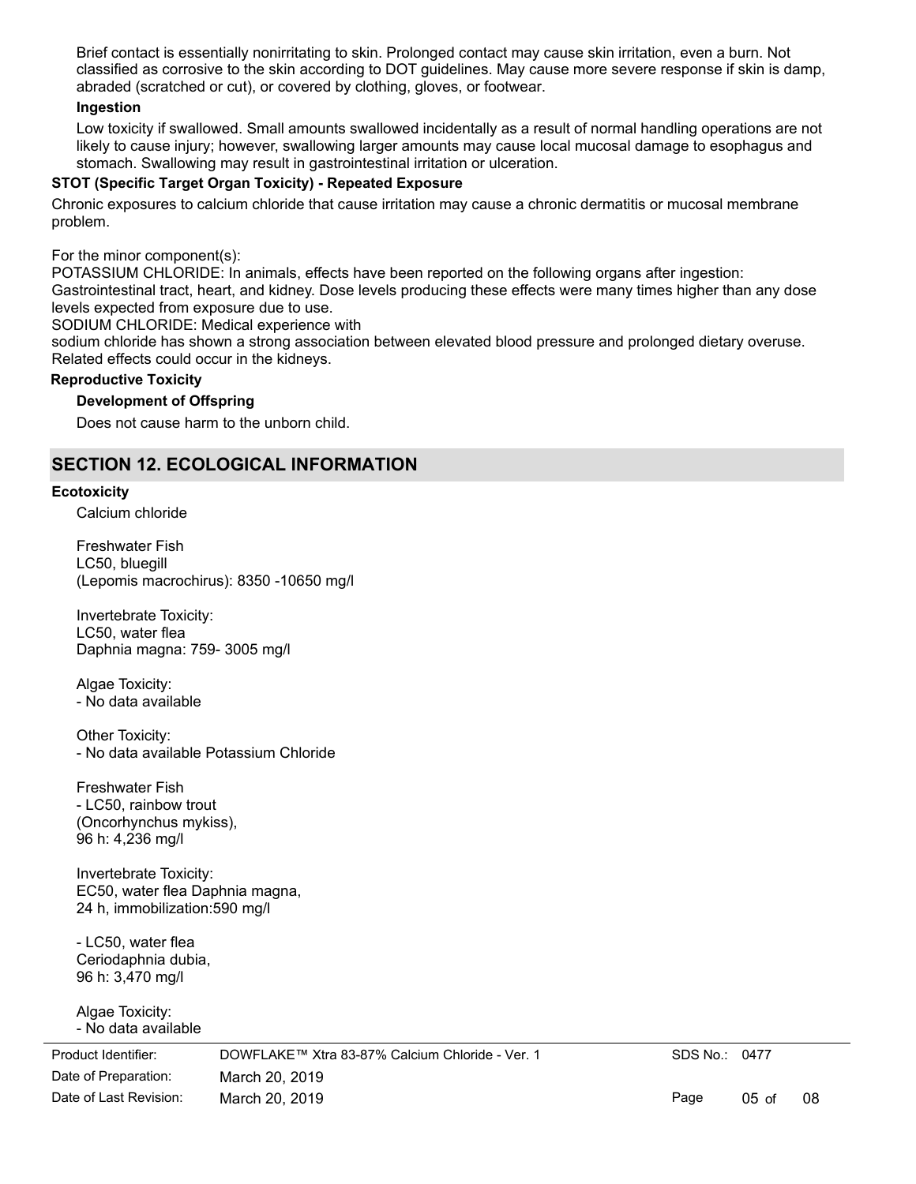Brief contact is essentially nonirritating to skin. Prolonged contact may cause skin irritation, even a burn. Not classified as corrosive to the skin according to DOT guidelines. May cause more severe response if skin is damp, abraded (scratched or cut), or covered by clothing, gloves, or footwear.

**Ingestion**

Low toxicity if swallowed. Small amounts swallowed incidentally as a result of normal handling operations are not likely to cause injury; however, swallowing larger amounts may cause local mucosal damage to esophagus and stomach. Swallowing may result in gastrointestinal irritation or ulceration.

**STOT (Specific Target Organ Toxicity) - Repeated Exposure**

Chronic exposures to calcium chloride that cause irritation may cause a chronic dermatitis or mucosal membrane problem.

For the minor component(s):
POTASSIUM CHLORIDE: In animals, effects have been reported on the following organs after ingestion: Gastrointestinal tract, heart, and kidney. Dose levels producing these effects were many times higher than any dose levels expected from exposure due to use.
SODIUM CHLORIDE: Medical experience with
sodium chloride has shown a strong association between elevated blood pressure and prolonged dietary overuse. Related effects could occur in the kidneys.

**Reproductive Toxicity**

**Development of Offspring**

Does not cause harm to the unborn child.

## SECTION 12. ECOLOGICAL INFORMATION

**Ecotoxicity**

Calcium chloride

Freshwater Fish
LC50, bluegill
(Lepomis macrochirus): 8350 -10650 mg/l

Invertebrate Toxicity:
LC50, water flea
Daphnia magna: 759- 3005 mg/l

Algae Toxicity:
- No data available

Other Toxicity:
- No data available Potassium Chloride

Freshwater Fish
- LC50, rainbow trout
(Oncorhynchus mykiss),
96 h: 4,236 mg/l

Invertebrate Toxicity:
EC50, water flea Daphnia magna,
24 h, immobilization:590 mg/l

- LC50, water flea
Ceriodaphnia dubia,
96 h: 3,470 mg/l

Algae Toxicity:
- No data available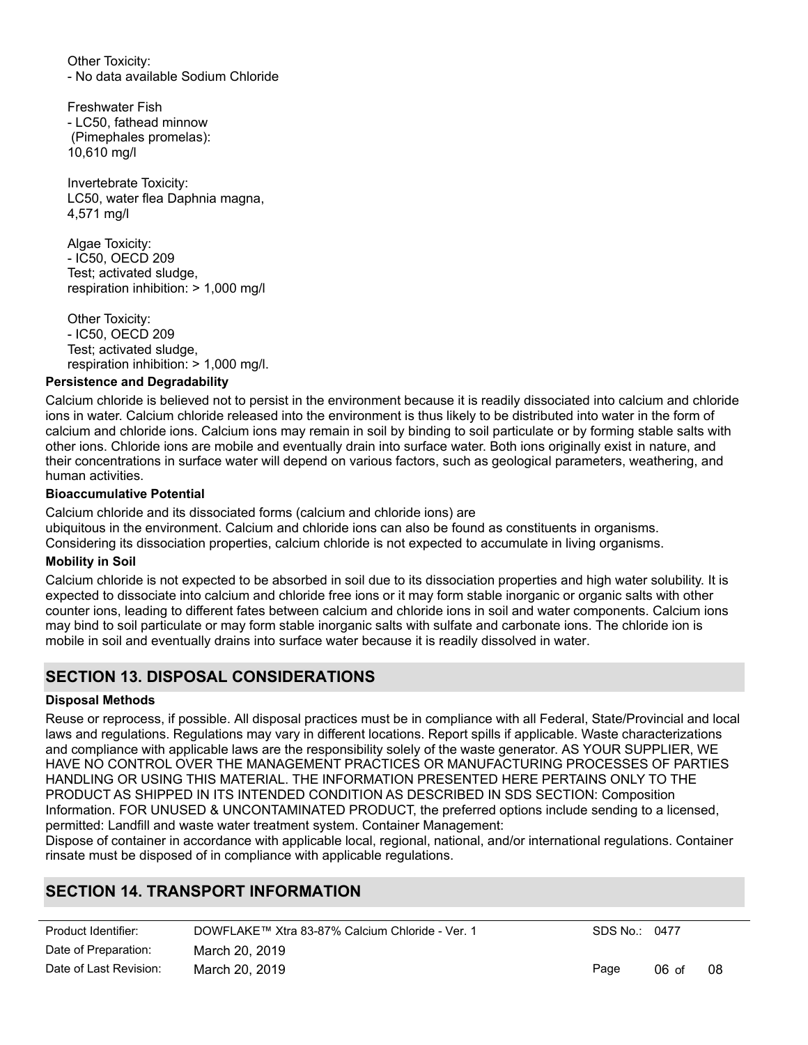Other Toxicity:
- No data available Sodium Chloride

Freshwater Fish
- LC50, fathead minnow
 (Pimephales promelas):
10,610 mg/l

Invertebrate Toxicity:
LC50, water flea Daphnia magna,
4,571 mg/l

Algae Toxicity:
- IC50, OECD 209
Test; activated sludge,
respiration inhibition: > 1,000 mg/l

Other Toxicity:
- IC50, OECD 209
Test; activated sludge,
respiration inhibition: > 1,000 mg/l.

**Persistence and Degradability**

Calcium chloride is believed not to persist in the environment because it is readily dissociated into calcium and chloride ions in water. Calcium chloride released into the environment is thus likely to be distributed into water in the form of calcium and chloride ions. Calcium ions may remain in soil by binding to soil particulate or by forming stable salts with other ions. Chloride ions are mobile and eventually drain into surface water. Both ions originally exist in nature, and their concentrations in surface water will depend on various factors, such as geological parameters, weathering, and human activities.

**Bioaccumulative Potential**

Calcium chloride and its dissociated forms (calcium and chloride ions) are ubiquitous in the environment. Calcium and chloride ions can also be found as constituents in organisms. Considering its dissociation properties, calcium chloride is not expected to accumulate in living organisms.

**Mobility in Soil**

Calcium chloride is not expected to be absorbed in soil due to its dissociation properties and high water solubility. It is expected to dissociate into calcium and chloride free ions or it may form stable inorganic or organic salts with other counter ions, leading to different fates between calcium and chloride ions in soil and water components. Calcium ions may bind to soil particulate or may form stable inorganic salts with sulfate and carbonate ions. The chloride ion is mobile in soil and eventually drains into surface water because it is readily dissolved in water.

## SECTION 13. DISPOSAL CONSIDERATIONS

**Disposal Methods**

Reuse or reprocess, if possible. All disposal practices must be in compliance with all Federal, State/Provincial and local laws and regulations. Regulations may vary in different locations. Report spills if applicable. Waste characterizations and compliance with applicable laws are the responsibility solely of the waste generator. AS YOUR SUPPLIER, WE HAVE NO CONTROL OVER THE MANAGEMENT PRACTICES OR MANUFACTURING PROCESSES OF PARTIES HANDLING OR USING THIS MATERIAL. THE INFORMATION PRESENTED HERE PERTAINS ONLY TO THE PRODUCT AS SHIPPED IN ITS INTENDED CONDITION AS DESCRIBED IN SDS SECTION: Composition Information. FOR UNUSED & UNCONTAMINATED PRODUCT, the preferred options include sending to a licensed, permitted: Landfill and waste water treatment system. Container Management:
Dispose of container in accordance with applicable local, regional, national, and/or international regulations. Container rinsate must be disposed of in compliance with applicable regulations.

## SECTION 14. TRANSPORT INFORMATION

| Product Identifier: | DOWFLAKE™ Xtra 83-87% Calcium Chloride - Ver. 1 | SDS No.: 0477 |
|---|---|---|
| Date of Preparation: | March 20, 2019 | |
| Date of Last Revision: | March 20, 2019 | |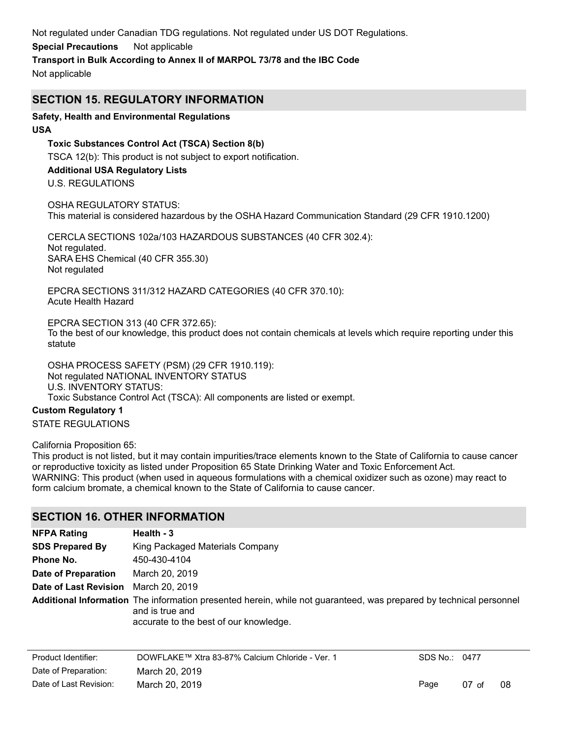Not regulated under Canadian TDG regulations. Not regulated under US DOT Regulations.

**Special Precautions** Not applicable

**Transport in Bulk According to Annex II of MARPOL 73/78 and the IBC Code**

Not applicable

## SECTION 15. REGULATORY INFORMATION

**Safety, Health and Environmental Regulations**

**USA**

**Toxic Substances Control Act (TSCA) Section 8(b)**

TSCA 12(b): This product is not subject to export notification.

**Additional USA Regulatory Lists**

U.S. REGULATIONS

OSHA REGULATORY STATUS:
This material is considered hazardous by the OSHA Hazard Communication Standard (29 CFR 1910.1200)

CERCLA SECTIONS 102a/103 HAZARDOUS SUBSTANCES (40 CFR 302.4):
Not regulated.
SARA EHS Chemical (40 CFR 355.30)
Not regulated

EPCRA SECTIONS 311/312 HAZARD CATEGORIES (40 CFR 370.10):
Acute Health Hazard

EPCRA SECTION 313 (40 CFR 372.65):
To the best of our knowledge, this product does not contain chemicals at levels which require reporting under this statute

OSHA PROCESS SAFETY (PSM) (29 CFR 1910.119):
Not regulated NATIONAL INVENTORY STATUS
U.S. INVENTORY STATUS:
Toxic Substance Control Act (TSCA): All components are listed or exempt.

**Custom Regulatory 1**

STATE REGULATIONS

California Proposition 65:
This product is not listed, but it may contain impurities/trace elements known to the State of California to cause cancer or reproductive toxicity as listed under Proposition 65 State Drinking Water and Toxic Enforcement Act.
WARNING: This product (when used in aqueous formulations with a chemical oxidizer such as ozone) may react to form calcium bromate, a chemical known to the State of California to cause cancer.

## SECTION 16. OTHER INFORMATION

| | |
|---|---|
| **NFPA Rating** | **Health - 3** |
| **SDS Prepared By** | King Packaged Materials Company |
| **Phone No.** | 450-430-4104 |
| **Date of Preparation** | March 20, 2019 |
| **Date of Last Revision** | March 20, 2019 |
| **Additional Information** | The information presented herein, while not guaranteed, was prepared by technical personnel and is true and accurate to the best of our knowledge. |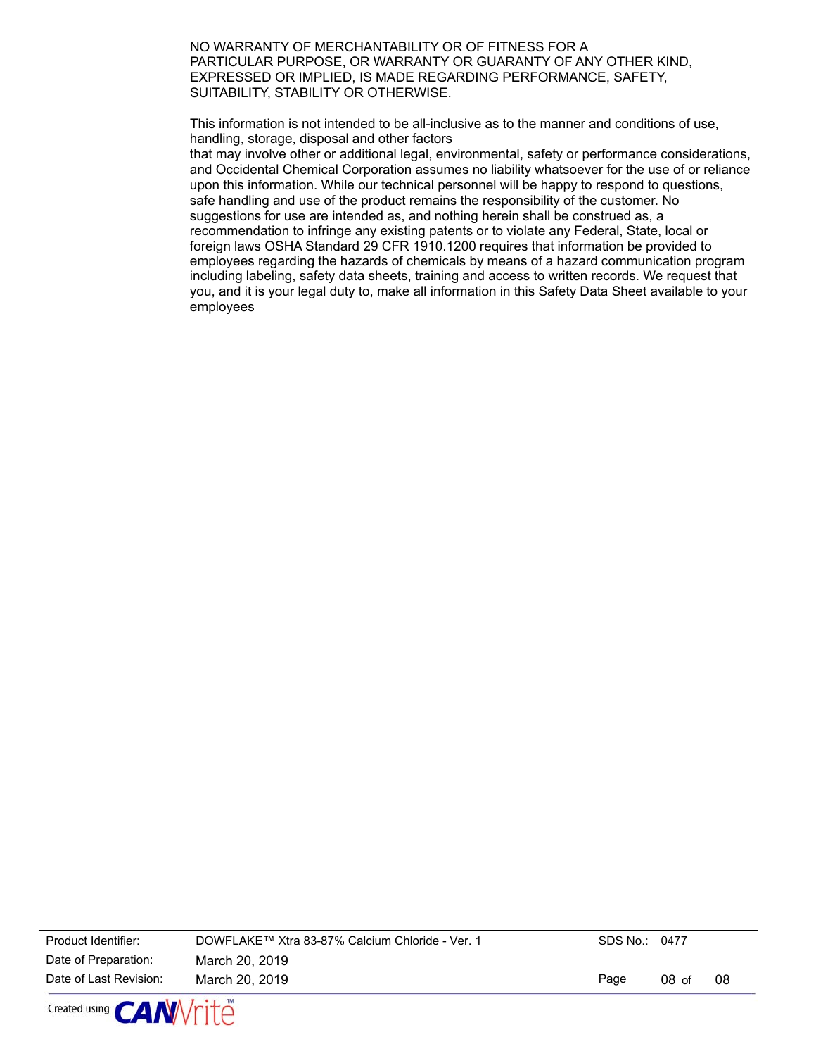NO WARRANTY OF MERCHANTABILITY OR OF FITNESS FOR A PARTICULAR PURPOSE, OR WARRANTY OR GUARANTY OF ANY OTHER KIND, EXPRESSED OR IMPLIED, IS MADE REGARDING PERFORMANCE, SAFETY, SUITABILITY, STABILITY OR OTHERWISE.

This information is not intended to be all-inclusive as to the manner and conditions of use, handling, storage, disposal and other factors
that may involve other or additional legal, environmental, safety or performance considerations, and Occidental Chemical Corporation assumes no liability whatsoever for the use of or reliance upon this information. While our technical personnel will be happy to respond to questions, safe handling and use of the product remains the responsibility of the customer. No suggestions for use are intended as, and nothing herein shall be construed as, a recommendation to infringe any existing patents or to violate any Federal, State, local or foreign laws OSHA Standard 29 CFR 1910.1200 requires that information be provided to employees regarding the hazards of chemicals by means of a hazard communication program including labeling, safety data sheets, training and access to written records. We request that you, and it is your legal duty to, make all information in this Safety Data Sheet available to your employees